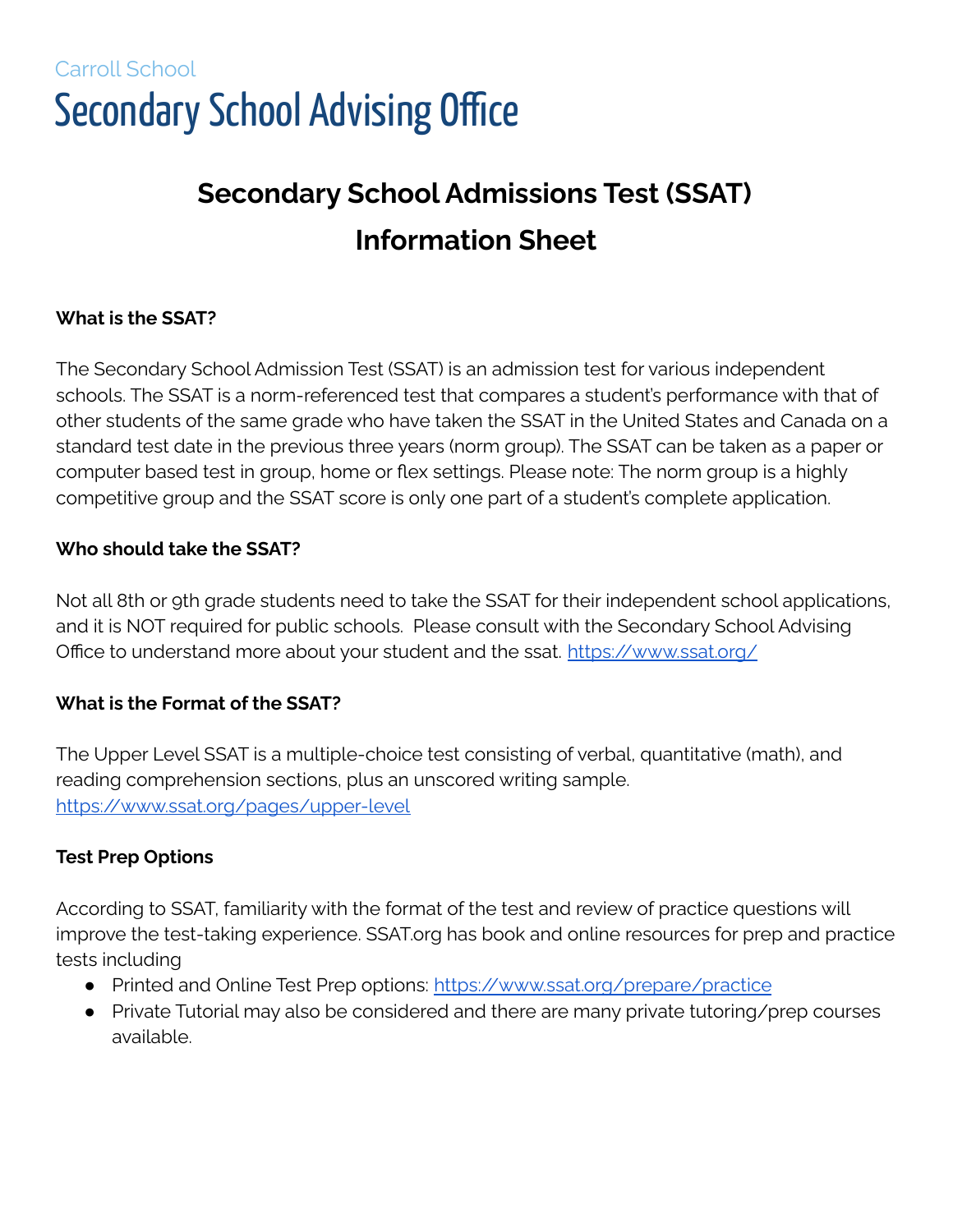Carroll School

# Secondary School Advising Office

## Secondary School Admissions Test (SSAT) Information Sheet

**What is the SSAT?**

The Secondary School Admission Test (SSAT) is an admission test for various independent schools. The SSAT is a norm-referenced test that compares a student's performance with that of other students of the same grade who have taken the SSAT in the United States and Canada on a standard test date in the previous three years (norm group). The SSAT can be taken as a paper or computer based test in group, home or flex settings. Please note: The norm group is a highly competitive group and the SSAT score is only one part of a student's complete application.

**Who should take the SSAT?**

Not all 8th or 9th grade students need to take the SSAT for their independent school applications, and it is NOT required for public schools. Please consult with the Secondary School Advising Office to understand more about your student and the ssat. https://www.ssat.org/

**What is the Format of the SSAT?**

The Upper Level SSAT is a multiple-choice test consisting of verbal, quantitative (math), and reading comprehension sections, plus an unscored writing sample. https://www.ssat.org/pages/upper-level

**Test Prep Options**

According to SSAT, familiarity with the format of the test and review of practice questions will improve the test-taking experience. SSAT.org has book and online resources for prep and practice tests including

- Printed and Online Test Prep options: https://www.ssat.org/prepare/practice
- Private Tutorial may also be considered and there are many private tutoring/prep courses available.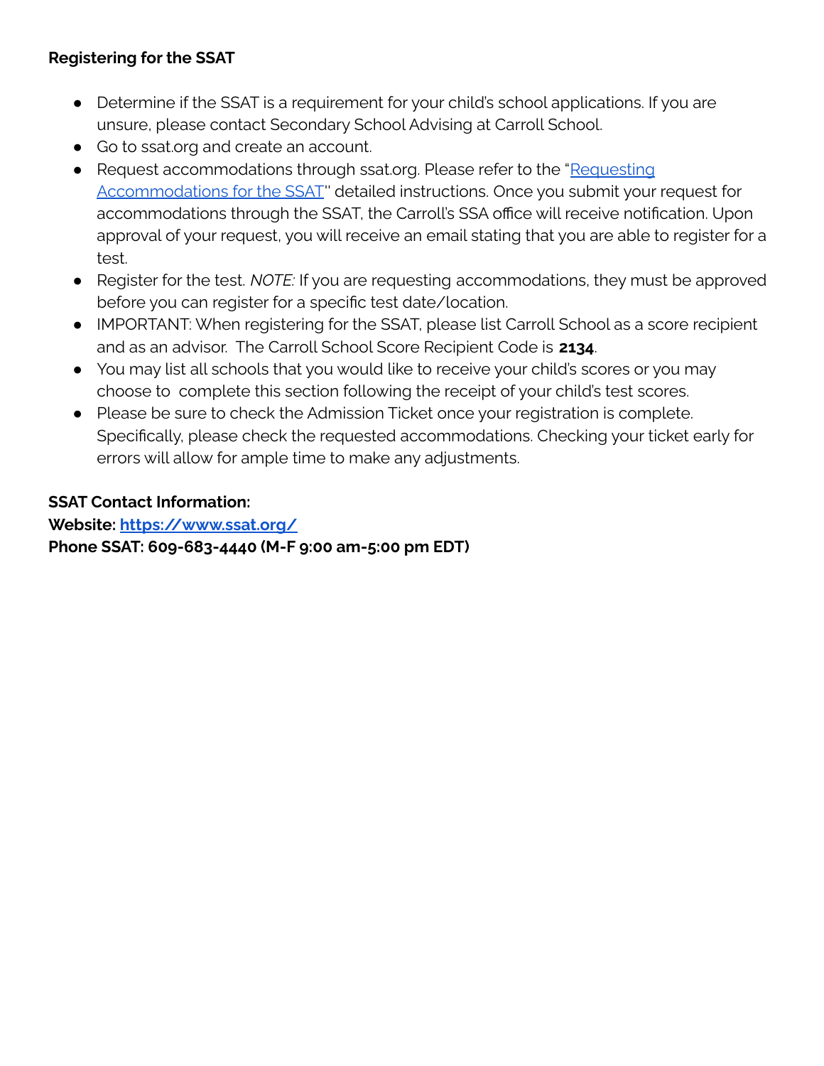**Registering for the SSAT**

- Determine if the SSAT is a requirement for your child's school applications. If you are unsure, please contact Secondary School Advising at Carroll School.
- Go to ssat.org and create an account.
- Request accommodations through ssat.org. Please refer to the "[Requesting Accommodations for the SSAT]" detailed instructions. Once you submit your request for accommodations through the SSAT, the Carroll's SSA office will receive notification. Upon approval of your request, you will receive an email stating that you are able to register for a test.
- Register for the test. *NOTE:* If you are requesting accommodations, they must be approved before you can register for a specific test date/location.
- IMPORTANT: When registering for the SSAT, please list Carroll School as a score recipient and as an advisor. The Carroll School Score Recipient Code is **2134**.
- You may list all schools that you would like to receive your child's scores or you may choose to complete this section following the receipt of your child's test scores.
- Please be sure to check the Admission Ticket once your registration is complete. Specifically, please check the requested accommodations. Checking your ticket early for errors will allow for ample time to make any adjustments.

**SSAT Contact Information:**
**Website: https://www.ssat.org/**
**Phone SSAT: 609-683-4440 (M-F 9:00 am-5:00 pm EDT)**